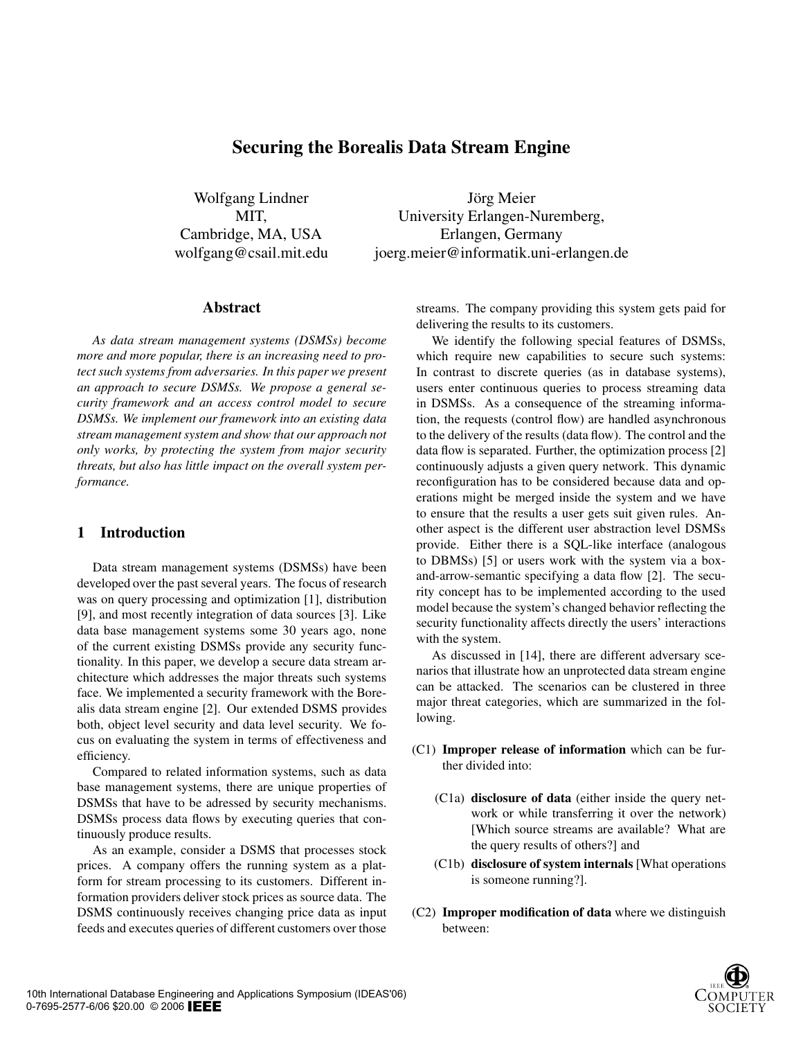# Securing the Borealis Data Stream Engine

Wolfgang Lindner
MIT,
Cambridge, MA, USA
wolfgang@csail.mit.edu

Jörg Meier
University Erlangen-Nuremberg,
Erlangen, Germany
joerg.meier@informatik.uni-erlangen.de

## Abstract

*As data stream management systems (DSMSs) become more and more popular, there is an increasing need to protect such systems from adversaries. In this paper we present an approach to secure DSMSs. We propose a general security framework and an access control model to secure DSMSs. We implement our framework into an existing data stream management system and show that our approach not only works, by protecting the system from major security threats, but also has little impact on the overall system performance.*

## 1 Introduction

Data stream management systems (DSMSs) have been developed over the past several years. The focus of research was on query processing and optimization [1], distribution [9], and most recently integration of data sources [3]. Like data base management systems some 30 years ago, none of the current existing DSMSs provide any security functionality. In this paper, we develop a secure data stream architecture which addresses the major threats such systems face. We implemented a security framework with the Borealis data stream engine [2]. Our extended DSMS provides both, object level security and data level security. We focus on evaluating the system in terms of effectiveness and efficiency.

Compared to related information systems, such as data base management systems, there are unique properties of DSMSs that have to be adressed by security mechanisms. DSMSs process data flows by executing queries that continuously produce results.

As an example, consider a DSMS that processes stock prices. A company offers the running system as a platform for stream processing to its customers. Different information providers deliver stock prices as source data. The DSMS continuously receives changing price data as input feeds and executes queries of different customers over those streams. The company providing this system gets paid for delivering the results to its customers.

We identify the following special features of DSMSs, which require new capabilities to secure such systems: In contrast to discrete queries (as in database systems), users enter continuous queries to process streaming data in DSMSs. As a consequence of the streaming information, the requests (control flow) are handled asynchronous to the delivery of the results (data flow). The control and the data flow is separated. Further, the optimization process [2] continuously adjusts a given query network. This dynamic reconfiguration has to be considered because data and operations might be merged inside the system and we have to ensure that the results a user gets suit given rules. Another aspect is the different user abstraction level DSMSs provide. Either there is a SQL-like interface (analogous to DBMSs) [5] or users work with the system via a box-and-arrow-semantic specifying a data flow [2]. The security concept has to be implemented according to the used model because the system's changed behavior reflecting the security functionality affects directly the users' interactions with the system.

As discussed in [14], there are different adversary scenarios that illustrate how an unprotected data stream engine can be attacked. The scenarios can be clustered in three major threat categories, which are summarized in the following.

- (C1) **Improper release of information** which can be further divided into:
  - (C1a) **disclosure of data** (either inside the query network or while transferring it over the network) [Which source streams are available? What are the query results of others?] and
  - (C1b) **disclosure of system internals** [What operations is someone running?].
- (C2) **Improper modification of data** where we distinguish between: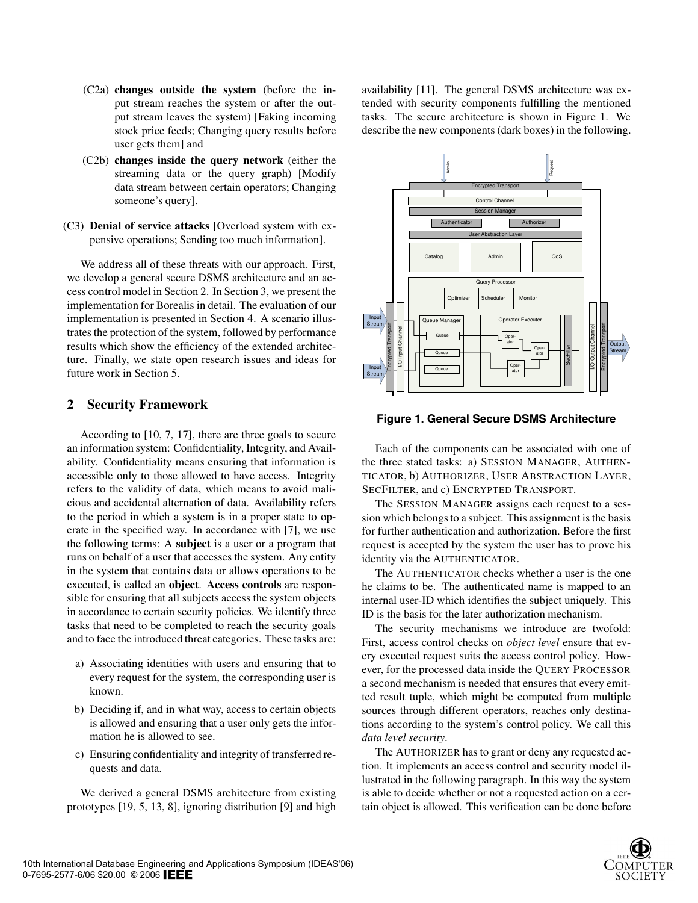(C2a) **changes outside the system** (before the input stream reaches the system or after the output stream leaves the system) [Faking incoming stock price feeds; Changing query results before user gets them] and

(C2b) **changes inside the query network** (either the streaming data or the query graph) [Modify data stream between certain operators; Changing someone's query].

(C3) **Denial of service attacks** [Overload system with expensive operations; Sending too much information].

We address all of these threats with our approach. First, we develop a general secure DSMS architecture and an access control model in Section 2. In Section 3, we present the implementation for Borealis in detail. The evaluation of our implementation is presented in Section 4. A scenario illustrates the protection of the system, followed by performance results which show the efficiency of the extended architecture. Finally, we state open research issues and ideas for future work in Section 5.

## 2 Security Framework

According to [10, 7, 17], there are three goals to secure an information system: Confidentiality, Integrity, and Availability. Confidentiality means ensuring that information is accessible only to those allowed to have access. Integrity refers to the validity of data, which means to avoid malicious and accidental alternation of data. Availability refers to the period in which a system is in a proper state to operate in the specified way. In accordance with [7], we use the following terms: A **subject** is a user or a program that runs on behalf of a user that accesses the system. Any entity in the system that contains data or allows operations to be executed, is called an **object**. **Access controls** are responsible for ensuring that all subjects access the system objects in accordance to certain security policies. We identify three tasks that need to be completed to reach the security goals and to face the introduced threat categories. These tasks are:

a) Associating identities with users and ensuring that to every request for the system, the corresponding user is known.

b) Deciding if, and in what way, access to certain objects is allowed and ensuring that a user only gets the information he is allowed to see.

c) Ensuring confidentiality and integrity of transferred requests and data.

We derived a general DSMS architecture from existing prototypes [19, 5, 13, 8], ignoring distribution [9] and high availability [11]. The general DSMS architecture was extended with security components fulfilling the mentioned tasks. The secure architecture is shown in Figure 1. We describe the new components (dark boxes) in the following.

**Figure 1. General Secure DSMS Architecture**

Each of the components can be associated with one of the three stated tasks: a) SESSION MANAGER, AUTHENTICATOR, b) AUTHORIZER, USER ABSTRACTION LAYER, SECFILTER, and c) ENCRYPTED TRANSPORT.

The SESSION MANAGER assigns each request to a session which belongs to a subject. This assignment is the basis for further authentication and authorization. Before the first request is accepted by the system the user has to prove his identity via the AUTHENTICATOR.

The AUTHENTICATOR checks whether a user is the one he claims to be. The authenticated name is mapped to an internal user-ID which identifies the subject uniquely. This ID is the basis for the later authorization mechanism.

The security mechanisms we introduce are twofold: First, access control checks on *object level* ensure that every executed request suits the access control policy. However, for the processed data inside the QUERY PROCESSOR a second mechanism is needed that ensures that every emitted result tuple, which might be computed from multiple sources through different operators, reaches only destinations according to the system's control policy. We call this *data level security*.

The AUTHORIZER has to grant or deny any requested action. It implements an access control and security model illustrated in the following paragraph. In this way the system is able to decide whether or not a requested action on a certain object is allowed. This verification can be done before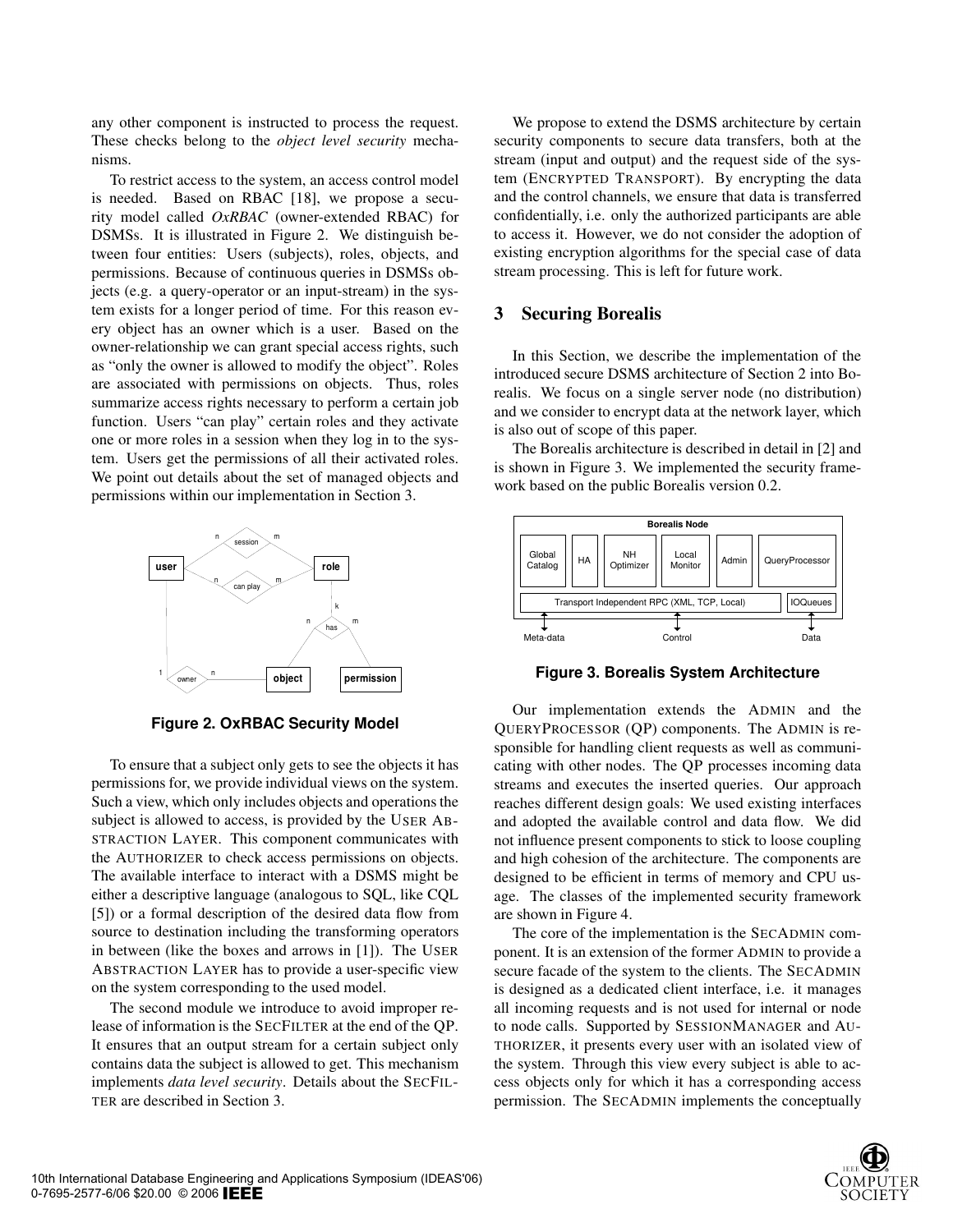any other component is instructed to process the request. These checks belong to the *object level security* mechanisms.

To restrict access to the system, an access control model is needed. Based on RBAC [18], we propose a security model called *OxRBAC* (owner-extended RBAC) for DSMSs. It is illustrated in Figure 2. We distinguish between four entities: Users (subjects), roles, objects, and permissions. Because of continuous queries in DSMSs objects (e.g. a query-operator or an input-stream) in the system exists for a longer period of time. For this reason every object has an owner which is a user. Based on the owner-relationship we can grant special access rights, such as "only the owner is allowed to modify the object". Roles are associated with permissions on objects. Thus, roles summarize access rights necessary to perform a certain job function. Users "can play" certain roles and they activate one or more roles in a session when they log in to the system. Users get the permissions of all their activated roles. We point out details about the set of managed objects and permissions within our implementation in Section 3.

n
session
m
user
role
n
can play
m
k
n
has
m
1
owner
n
object
permission

**Figure 2. OxRBAC Security Model**

To ensure that a subject only gets to see the objects it has permissions for, we provide individual views on the system. Such a view, which only includes objects and operations the subject is allowed to access, is provided by the USER ABSTRACTION LAYER. This component communicates with the AUTHORIZER to check access permissions on objects. The available interface to interact with a DSMS might be either a descriptive language (analogous to SQL, like CQL [5]) or a formal description of the desired data flow from source to destination including the transforming operators in between (like the boxes and arrows in [1]). The USER ABSTRACTION LAYER has to provide a user-specific view on the system corresponding to the used model.

The second module we introduce to avoid improper release of information is the SECFILTER at the end of the QP. It ensures that an output stream for a certain subject only contains data the subject is allowed to get. This mechanism implements *data level security*. Details about the SECFILTER are described in Section 3.

We propose to extend the DSMS architecture by certain security components to secure data transfers, both at the stream (input and output) and the request side of the system (ENCRYPTED TRANSPORT). By encrypting the data and the control channels, we ensure that data is transferred confidentially, i.e. only the authorized participants are able to access it. However, we do not consider the adoption of existing encryption algorithms for the special case of data stream processing. This is left for future work.

## 3 Securing Borealis

In this Section, we describe the implementation of the introduced secure DSMS architecture of Section 2 into Borealis. We focus on a single server node (no distribution) and we consider to encrypt data at the network layer, which is also out of scope of this paper.

The Borealis architecture is described in detail in [2] and is shown in Figure 3. We implemented the security framework based on the public Borealis version 0.2.

Borealis Node
Global Catalog
HA
NH Optimizer
Local Monitor
Admin
QueryProcessor
Transport Independent RPC (XML, TCP, Local)
IOQueues
Meta-data
Control
Data

**Figure 3. Borealis System Architecture**

Our implementation extends the ADMIN and the QUERYPROCESSOR (QP) components. The ADMIN is responsible for handling client requests as well as communicating with other nodes. The QP processes incoming data streams and executes the inserted queries. Our approach reaches different design goals: We used existing interfaces and adopted the available control and data flow. We did not influence present components to stick to loose coupling and high cohesion of the architecture. The components are designed to be efficient in terms of memory and CPU usage. The classes of the implemented security framework are shown in Figure 4.

The core of the implementation is the SECADMIN component. It is an extension of the former ADMIN to provide a secure facade of the system to the clients. The SECADMIN is designed as a dedicated client interface, i.e. it manages all incoming requests and is not used for internal or node to node calls. Supported by SESSIONMANAGER and AUTHORIZER, it presents every user with an isolated view of the system. Through this view every subject is able to access objects only for which it has a corresponding access permission. The SECADMIN implements the conceptually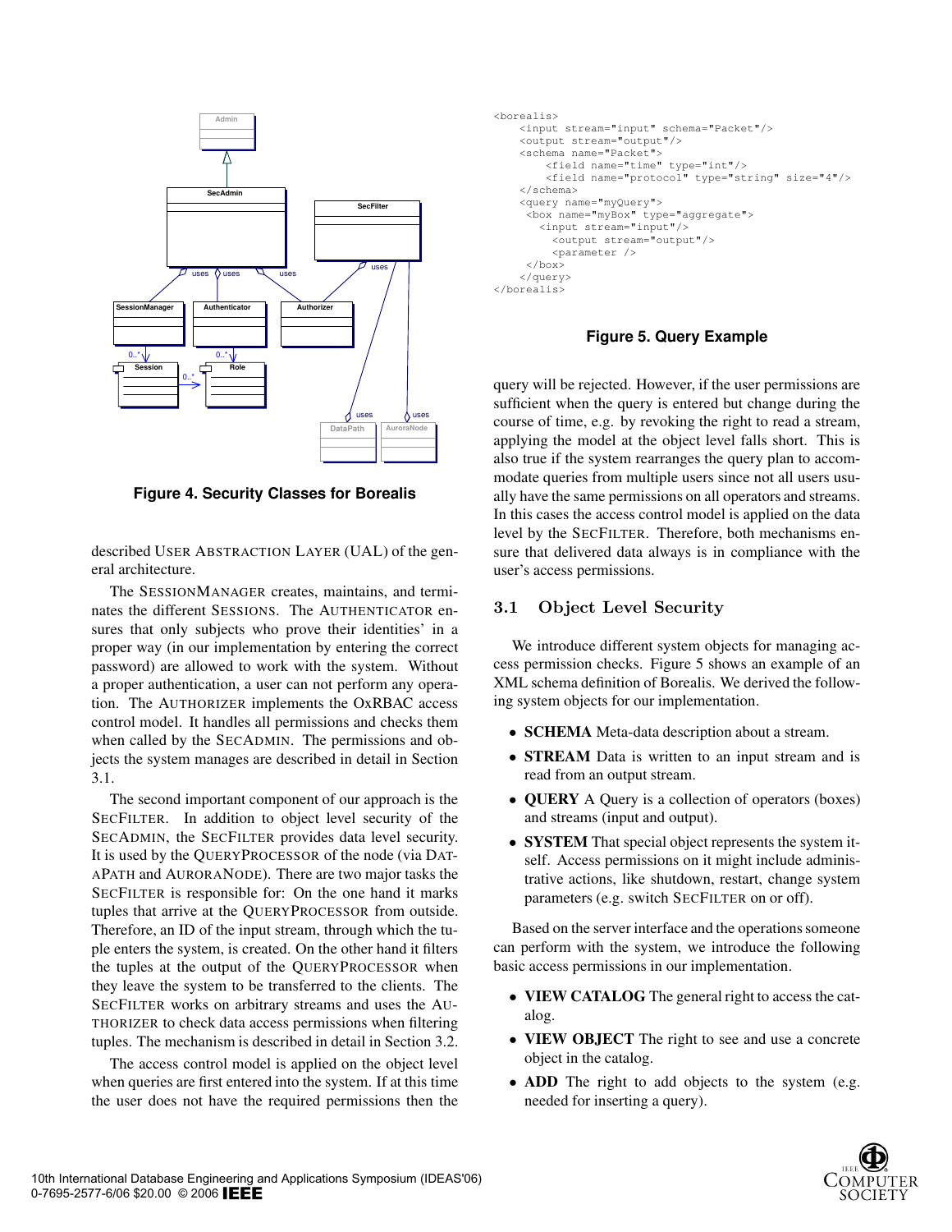Figure 4. Security Classes for Borealis

described USER ABSTRACTION LAYER (UAL) of the general architecture.

The SESSIONMANAGER creates, maintains, and terminates the different SESSIONS. The AUTHENTICATOR ensures that only subjects who prove their identities' in a proper way (in our implementation by entering the correct password) are allowed to work with the system. Without a proper authentication, a user can not perform any operation. The AUTHORIZER implements the OxRBAC access control model. It handles all permissions and checks them when called by the SECADMIN. The permissions and objects the system manages are described in detail in Section 3.1.

The second important component of our approach is the SECFILTER. In addition to object level security of the SECADMIN, the SECFILTER provides data level security. It is used by the QUERYPROCESSOR of the node (via DATAPATH and AURORANODE). There are two major tasks the SECFILTER is responsible for: On the one hand it marks tuples that arrive at the QUERYPROCESSOR from outside. Therefore, an ID of the input stream, through which the tuple enters the system, is created. On the other hand it filters the tuples at the output of the QUERYPROCESSOR when they leave the system to be transferred to the clients. The SECFILTER works on arbitrary streams and uses the AUTHORIZER to check data access permissions when filtering tuples. The mechanism is described in detail in Section 3.2.

The access control model is applied on the object level when queries are first entered into the system. If at this time the user does not have the required permissions then the query will be rejected. However, if the user permissions are sufficient when the query is entered but change during the course of time, e.g. by revoking the right to read a stream, applying the model at the object level falls short. This is also true if the system rearranges the query plan to accommodate queries from multiple users since not all users usually have the same permissions on all operators and streams. In this cases the access control model is applied on the data level by the SECFILTER. Therefore, both mechanisms ensure that delivered data always is in compliance with the user's access permissions.

```
<borealis>
    <input stream="input" schema="Packet"/>
    <output stream="output"/>
    <schema name="Packet">
        <field name="time" type="int"/>
        <field name="protocol" type="string" size="4"/>
    </schema>
    <query name="myQuery">
     <box name="myBox" type="aggregate">
       <input stream="input"/>
         <output stream="output"/>
         <parameter />
     </box>
    </query>
</borealis>
```

Figure 5. Query Example

### 3.1 Object Level Security

We introduce different system objects for managing access permission checks. Figure 5 shows an example of an XML schema definition of Borealis. We derived the following system objects for our implementation.

- **SCHEMA** Meta-data description about a stream.
- **STREAM** Data is written to an input stream and is read from an output stream.
- **QUERY** A Query is a collection of operators (boxes) and streams (input and output).
- **SYSTEM** That special object represents the system itself. Access permissions on it might include administrative actions, like shutdown, restart, change system parameters (e.g. switch SECFILTER on or off).

Based on the server interface and the operations someone can perform with the system, we introduce the following basic access permissions in our implementation.

- **VIEW CATALOG** The general right to access the catalog.
- **VIEW OBJECT** The right to see and use a concrete object in the catalog.
- **ADD** The right to add objects to the system (e.g. needed for inserting a query).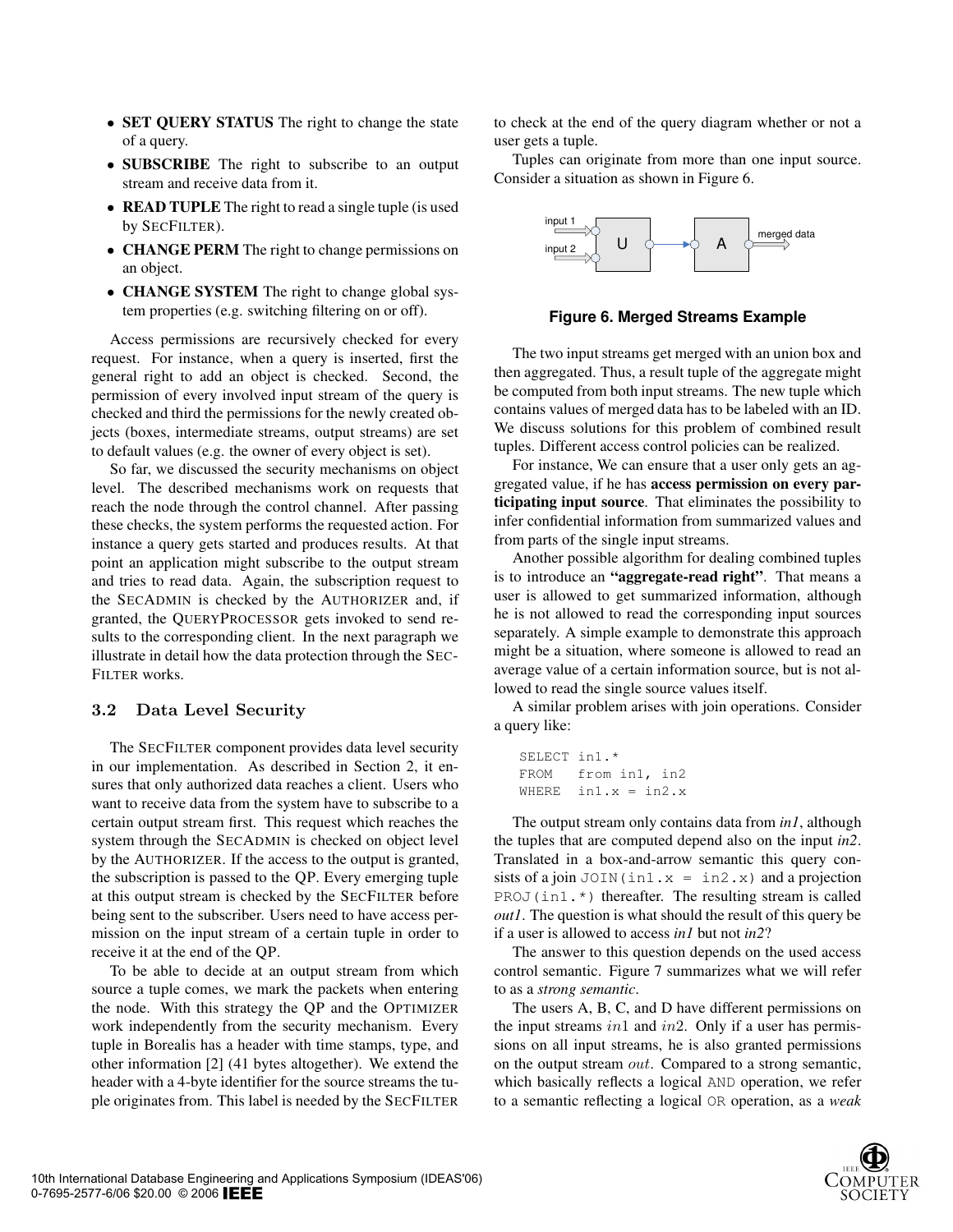- **SET QUERY STATUS** The right to change the state of a query.
- **SUBSCRIBE** The right to subscribe to an output stream and receive data from it.
- **READ TUPLE** The right to read a single tuple (is used by SECFILTER).
- **CHANGE PERM** The right to change permissions on an object.
- **CHANGE SYSTEM** The right to change global system properties (e.g. switching filtering on or off).

Access permissions are recursively checked for every request. For instance, when a query is inserted, first the general right to add an object is checked. Second, the permission of every involved input stream of the query is checked and third the permissions for the newly created objects (boxes, intermediate streams, output streams) are set to default values (e.g. the owner of every object is set).

So far, we discussed the security mechanisms on object level. The described mechanisms work on requests that reach the node through the control channel. After passing these checks, the system performs the requested action. For instance a query gets started and produces results. At that point an application might subscribe to the output stream and tries to read data. Again, the subscription request to the SECADMIN is checked by the AUTHORIZER and, if granted, the QUERYPROCESSOR gets invoked to send results to the corresponding client. In the next paragraph we illustrate in detail how the data protection through the SECFILTER works.

### 3.2 Data Level Security

The SECFILTER component provides data level security in our implementation. As described in Section 2, it ensures that only authorized data reaches a client. Users who want to receive data from the system have to subscribe to a certain output stream first. This request which reaches the system through the SECADMIN is checked on object level by the AUTHORIZER. If the access to the output is granted, the subscription is passed to the QP. Every emerging tuple at this output stream is checked by the SECFILTER before being sent to the subscriber. Users need to have access permission on the input stream of a certain tuple in order to receive it at the end of the QP.

To be able to decide at an output stream from which source a tuple comes, we mark the packets when entering the node. With this strategy the QP and the OPTIMIZER work independently from the security mechanism. Every tuple in Borealis has a header with time stamps, type, and other information [2] (41 bytes altogether). We extend the header with a 4-byte identifier for the source streams the tuple originates from. This label is needed by the SECFILTER to check at the end of the query diagram whether or not a user gets a tuple.

Tuples can originate from more than one input source. Consider a situation as shown in Figure 6.

**Figure 6. Merged Streams Example**

The two input streams get merged with an union box and then aggregated. Thus, a result tuple of the aggregate might be computed from both input streams. The new tuple which contains values of merged data has to be labeled with an ID. We discuss solutions for this problem of combined result tuples. Different access control policies can be realized.

For instance, We can ensure that a user only gets an aggregated value, if he has **access permission on every participating input source**. That eliminates the possibility to infer confidential information from summarized values and from parts of the single input streams.

Another possible algorithm for dealing combined tuples is to introduce an **"aggregate-read right"**. That means a user is allowed to get summarized information, although he is not allowed to read the corresponding input sources separately. A simple example to demonstrate this approach might be a situation, where someone is allowed to read an average value of a certain information source, but is not allowed to read the single source values itself.

A similar problem arises with join operations. Consider a query like:

```
SELECT in1.*
FROM   from in1, in2
WHERE  in1.x = in2.x
```

The output stream only contains data from *in1*, although the tuples that are computed depend also on the input *in2*. Translated in a box-and-arrow semantic this query consists of a join `JOIN(in1.x = in2.x)` and a projection `PROJ(in1.*)` thereafter. The resulting stream is called *out1*. The question is what should the result of this query be if a user is allowed to access *in1* but not *in2*?

The answer to this question depends on the used access control semantic. Figure 7 summarizes what we will refer to as a *strong semantic*.

The users A, B, C, and D have different permissions on the input streams $in1$ and $in2$. Only if a user has permissions on all input streams, he is also granted permissions on the output stream $out$. Compared to a strong semantic, which basically reflects a logical `AND` operation, we refer to a semantic reflecting a logical `OR` operation, as a *weak*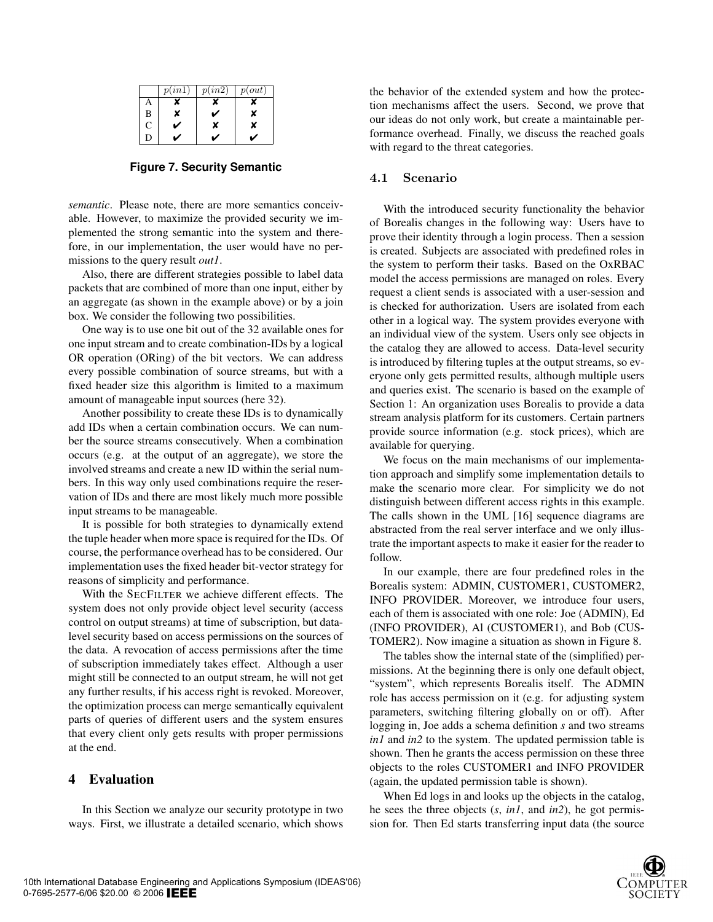|   | $p(in1)$ | $p(in2)$ | $p(out)$ |
|---|---|---|---|
| A | ✘ | ✘ | ✘ |
| B | ✘ | ✔ | ✘ |
| C | ✔ | ✘ | ✘ |
| D | ✔ | ✔ | ✔ |

**Figure 7. Security Semantic**

*semantic*. Please note, there are more semantics conceivable. However, to maximize the provided security we implemented the strong semantic into the system and therefore, in our implementation, the user would have no permissions to the query result *out1*.

Also, there are different strategies possible to label data packets that are combined of more than one input, either by an aggregate (as shown in the example above) or by a join box. We consider the following two possibilities.

One way is to use one bit out of the 32 available ones for one input stream and to create combination-IDs by a logical OR operation (ORing) of the bit vectors. We can address every possible combination of source streams, but with a fixed header size this algorithm is limited to a maximum amount of manageable input sources (here 32).

Another possibility to create these IDs is to dynamically add IDs when a certain combination occurs. We can number the source streams consecutively. When a combination occurs (e.g. at the output of an aggregate), we store the involved streams and create a new ID within the serial numbers. In this way only used combinations require the reservation of IDs and there are most likely much more possible input streams to be manageable.

It is possible for both strategies to dynamically extend the tuple header when more space is required for the IDs. Of course, the performance overhead has to be considered. Our implementation uses the fixed header bit-vector strategy for reasons of simplicity and performance.

With the SECFILTER we achieve different effects. The system does not only provide object level security (access control on output streams) at time of subscription, but data-level security based on access permissions on the sources of the data. A revocation of access permissions after the time of subscription immediately takes effect. Although a user might still be connected to an output stream, he will not get any further results, if his access right is revoked. Moreover, the optimization process can merge semantically equivalent parts of queries of different users and the system ensures that every client only gets results with proper permissions at the end.

## 4 Evaluation

In this Section we analyze our security prototype in two ways. First, we illustrate a detailed scenario, which shows the behavior of the extended system and how the protection mechanisms affect the users. Second, we prove that our ideas do not only work, but create a maintainable performance overhead. Finally, we discuss the reached goals with regard to the threat categories.

### 4.1 Scenario

With the introduced security functionality the behavior of Borealis changes in the following way: Users have to prove their identity through a login process. Then a session is created. Subjects are associated with predefined roles in the system to perform their tasks. Based on the OxRBAC model the access permissions are managed on roles. Every request a client sends is associated with a user-session and is checked for authorization. Users are isolated from each other in a logical way. The system provides everyone with an individual view of the system. Users only see objects in the catalog they are allowed to access. Data-level security is introduced by filtering tuples at the output streams, so everyone only gets permitted results, although multiple users and queries exist. The scenario is based on the example of Section 1: An organization uses Borealis to provide a data stream analysis platform for its customers. Certain partners provide source information (e.g. stock prices), which are available for querying.

We focus on the main mechanisms of our implementation approach and simplify some implementation details to make the scenario more clear. For simplicity we do not distinguish between different access rights in this example. The calls shown in the UML [16] sequence diagrams are abstracted from the real server interface and we only illustrate the important aspects to make it easier for the reader to follow.

In our example, there are four predefined roles in the Borealis system: ADMIN, CUSTOMER1, CUSTOMER2, INFO PROVIDER. Moreover, we introduce four users, each of them is associated with one role: Joe (ADMIN), Ed (INFO PROVIDER), Al (CUSTOMER1), and Bob (CUSTOMER2). Now imagine a situation as shown in Figure 8.

The tables show the internal state of the (simplified) permissions. At the beginning there is only one default object, "system", which represents Borealis itself. The ADMIN role has access permission on it (e.g. for adjusting system parameters, switching filtering globally on or off). After logging in, Joe adds a schema definition *s* and two streams *in1* and *in2* to the system. The updated permission table is shown. Then he grants the access permission on these three objects to the roles CUSTOMER1 and INFO PROVIDER (again, the updated permission table is shown).

When Ed logs in and looks up the objects in the catalog, he sees the three objects (*s*, *in1*, and *in2*), he got permission for. Then Ed starts transferring input data (the source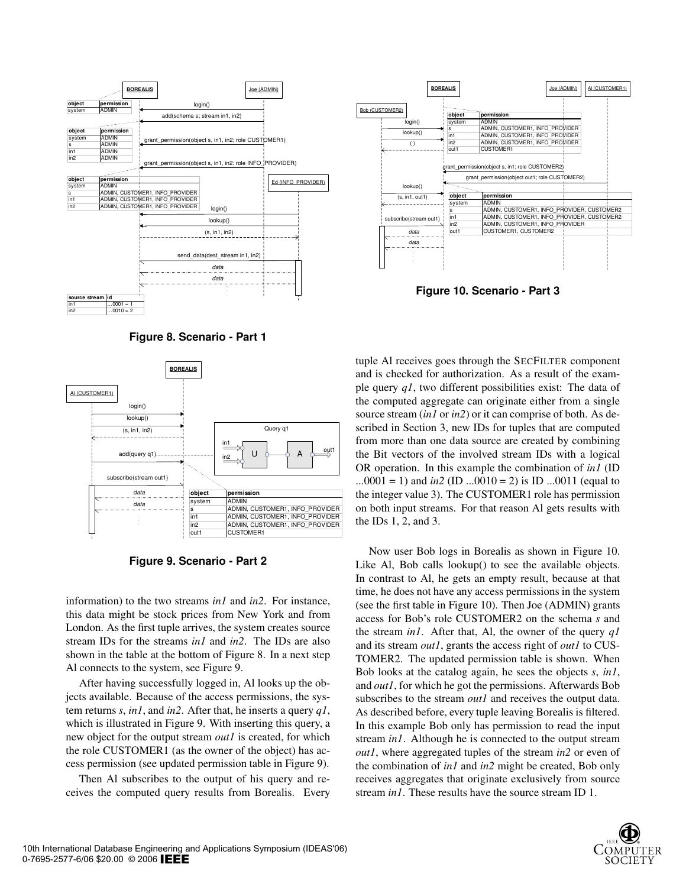Figure 8. Scenario - Part 1

Figure 9. Scenario - Part 2

information) to the two streams *in1* and *in2*. For instance, this data might be stock prices from New York and from London. As the first tuple arrives, the system creates source stream IDs for the streams *in1* and *in2*. The IDs are also shown in the table at the bottom of Figure 8. In a next step Al connects to the system, see Figure 9.

After having successfully logged in, Al looks up the objects available. Because of the access permissions, the system returns *s*, *in1*, and *in2*. After that, he inserts a query *q1*, which is illustrated in Figure 9. With inserting this query, a new object for the output stream *out1* is created, for which the role CUSTOMER1 (as the owner of the object) has access permission (see updated permission table in Figure 9).

Then Al subscribes to the output of his query and receives the computed query results from Borealis. Every tuple Al receives goes through the SecFilter component and is checked for authorization. As a result of the example query *q1*, two different possibilities exist: The data of the computed aggregate can originate either from a single source stream (*in1* or *in2*) or it can comprise of both. As described in Section 3, new IDs for tuples that are computed from more than one data source are created by combining the Bit vectors of the involved stream IDs with a logical OR operation. In this example the combination of *in1* (ID ...0001 = 1) and *in2* (ID ...0010 = 2) is ID ...0011 (equal to the integer value 3). The CUSTOMER1 role has permission on both input streams. For that reason Al gets results with the IDs 1, 2, and 3.

Figure 10. Scenario - Part 3

Now user Bob logs in Borealis as shown in Figure 10. Like Al, Bob calls lookup() to see the available objects. In contrast to Al, he gets an empty result, because at that time, he does not have any access permissions in the system (see the first table in Figure 10). Then Joe (ADMIN) grants access for Bob's role CUSTOMER2 on the schema *s* and the stream *in1*. After that, Al, the owner of the query *q1* and its stream *out1*, grants the access right of *out1* to CUSTOMER2. The updated permission table is shown. When Bob looks at the catalog again, he sees the objects *s*, *in1*, and *out1*, for which he got the permissions. Afterwards Bob subscribes to the stream *out1* and receives the output data. As described before, every tuple leaving Borealis is filtered. In this example Bob only has permission to read the input stream *in1*. Although he is connected to the output stream *out1*, where aggregated tuples of the stream *in2* or even of the combination of *in1* and *in2* might be created, Bob only receives aggregates that originate exclusively from source stream *in1*. These results have the source stream ID 1.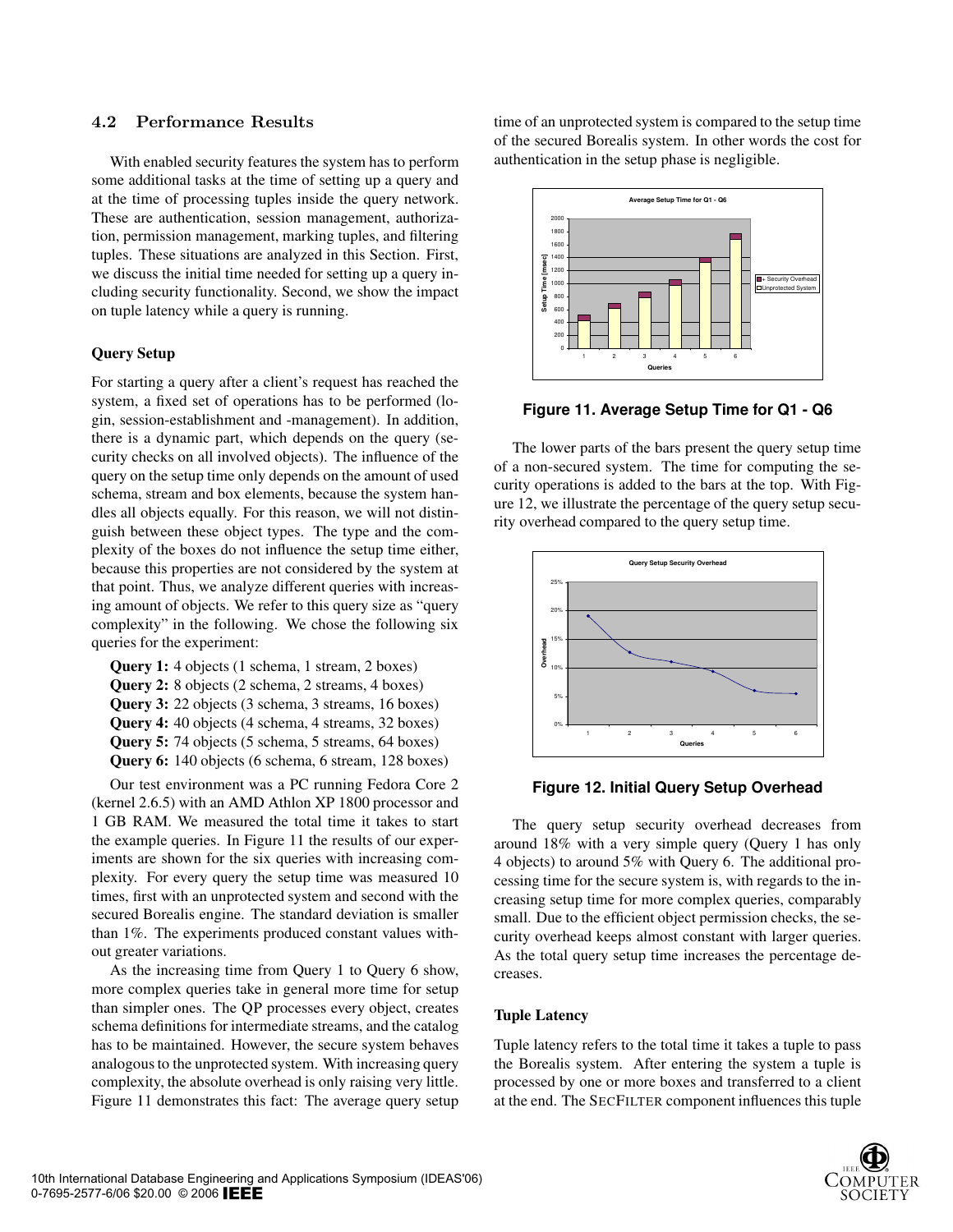### 4.2 Performance Results

With enabled security features the system has to perform some additional tasks at the time of setting up a query and at the time of processing tuples inside the query network. These are authentication, session management, authorization, permission management, marking tuples, and filtering tuples. These situations are analyzed in this Section. First, we discuss the initial time needed for setting up a query including security functionality. Second, we show the impact on tuple latency while a query is running.

#### Query Setup

For starting a query after a client's request has reached the system, a fixed set of operations has to be performed (login, session-establishment and -management). In addition, there is a dynamic part, which depends on the query (security checks on all involved objects). The influence of the query on the setup time only depends on the amount of used schema, stream and box elements, because the system handles all objects equally. For this reason, we will not distinguish between these object types. The type and the complexity of the boxes do not influence the setup time either, because this properties are not considered by the system at that point. Thus, we analyze different queries with increasing amount of objects. We refer to this query size as "query complexity" in the following. We chose the following six queries for the experiment:

**Query 1:** 4 objects (1 schema, 1 stream, 2 boxes)
**Query 2:** 8 objects (2 schema, 2 streams, 4 boxes)
**Query 3:** 22 objects (3 schema, 3 streams, 16 boxes)
**Query 4:** 40 objects (4 schema, 4 streams, 32 boxes)
**Query 5:** 74 objects (5 schema, 5 streams, 64 boxes)
**Query 6:** 140 objects (6 schema, 6 stream, 128 boxes)

Our test environment was a PC running Fedora Core 2 (kernel 2.6.5) with an AMD Athlon XP 1800 processor and 1 GB RAM. We measured the total time it takes to start the example queries. In Figure 11 the results of our experiments are shown for the six queries with increasing complexity. For every query the setup time was measured 10 times, first with an unprotected system and second with the secured Borealis engine. The standard deviation is smaller than 1%. The experiments produced constant values without greater variations.

As the increasing time from Query 1 to Query 6 show, more complex queries take in general more time for setup than simpler ones. The QP processes every object, creates schema definitions for intermediate streams, and the catalog has to be maintained. However, the secure system behaves analogous to the unprotected system. With increasing query complexity, the absolute overhead is only raising very little. Figure 11 demonstrates this fact: The average query setup time of an unprotected system is compared to the setup time of the secured Borealis system. In other words the cost for authentication in the setup phase is negligible.

**Figure 11. Average Setup Time for Q1 - Q6**

The lower parts of the bars present the query setup time of a non-secured system. The time for computing the security operations is added to the bars at the top. With Figure 12, we illustrate the percentage of the query setup security overhead compared to the query setup time.

**Figure 12. Initial Query Setup Overhead**

The query setup security overhead decreases from around 18% with a very simple query (Query 1 has only 4 objects) to around 5% with Query 6. The additional processing time for the secure system is, with regards to the increasing setup time for more complex queries, comparably small. Due to the efficient object permission checks, the security overhead keeps almost constant with larger queries. As the total query setup time increases the percentage decreases.

#### Tuple Latency

Tuple latency refers to the total time it takes a tuple to pass the Borealis system. After entering the system a tuple is processed by one or more boxes and transferred to a client at the end. The SecFilter component influences this tuple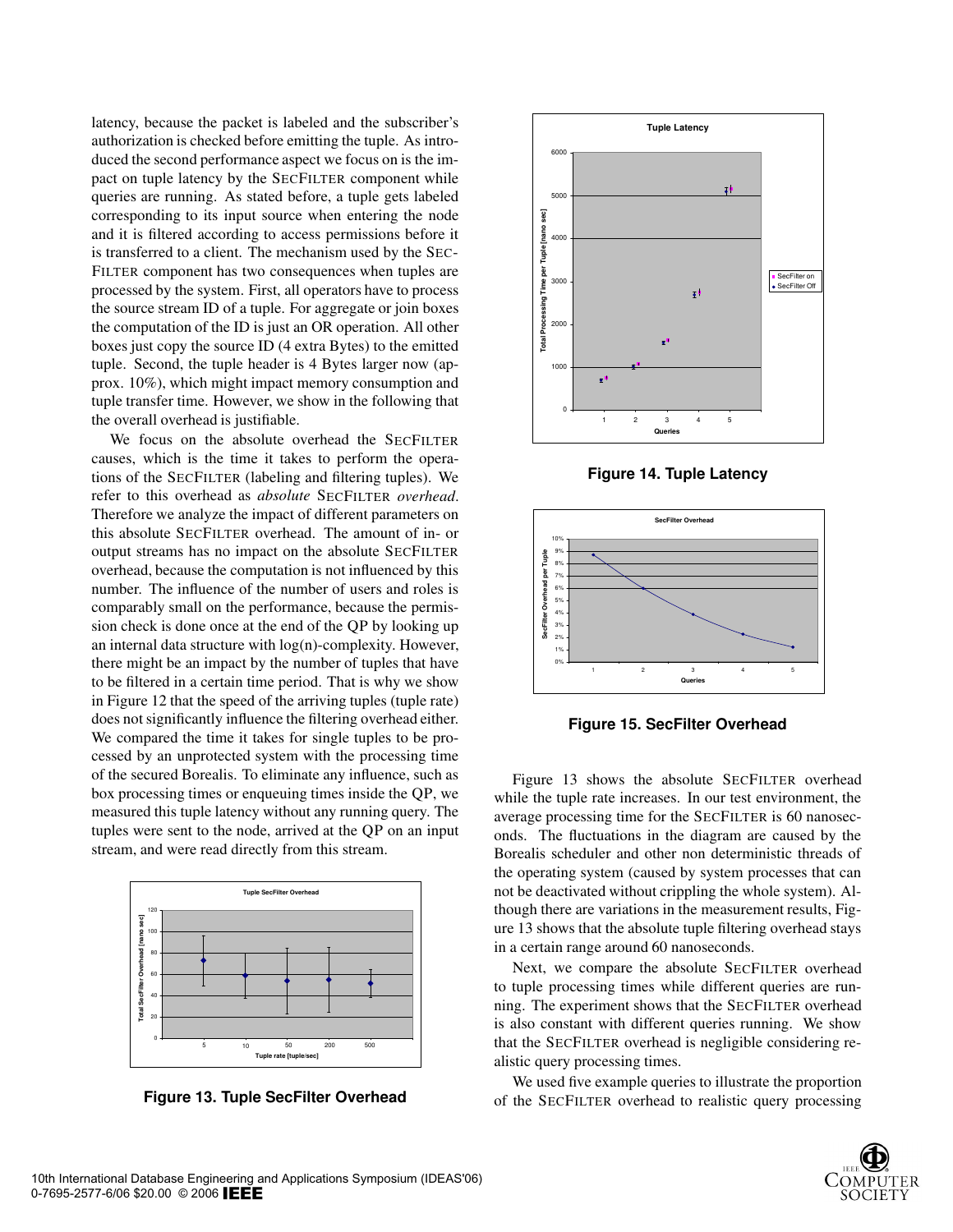latency, because the packet is labeled and the subscriber's authorization is checked before emitting the tuple. As introduced the second performance aspect we focus on is the impact on tuple latency by the SecFilter component while queries are running. As stated before, a tuple gets labeled corresponding to its input source when entering the node and it is filtered according to access permissions before it is transferred to a client. The mechanism used by the SecFilter component has two consequences when tuples are processed by the system. First, all operators have to process the source stream ID of a tuple. For aggregate or join boxes the computation of the ID is just an OR operation. All other boxes just copy the source ID (4 extra Bytes) to the emitted tuple. Second, the tuple header is 4 Bytes larger now (approx. 10%), which might impact memory consumption and tuple transfer time. However, we show in the following that the overall overhead is justifiable.

We focus on the absolute overhead the SecFilter causes, which is the time it takes to perform the operations of the SecFilter (labeling and filtering tuples). We refer to this overhead as *absolute* SecFilter *overhead*. Therefore we analyze the impact of different parameters on this absolute SecFilter overhead. The amount of in- or output streams has no impact on the absolute SecFilter overhead, because the computation is not influenced by this number. The influence of the number of users and roles is comparably small on the performance, because the permission check is done once at the end of the QP by looking up an internal data structure with log(n)-complexity. However, there might be an impact by the number of tuples that have to be filtered in a certain time period. That is why we show in Figure 12 that the speed of the arriving tuples (tuple rate) does not significantly influence the filtering overhead either. We compared the time it takes for single tuples to be processed by an unprotected system with the processing time of the secured Borealis. To eliminate any influence, such as box processing times or enqueuing times inside the QP, we measured this tuple latency without any running query. The tuples were sent to the node, arrived at the QP on an input stream, and were read directly from this stream.

**Figure 13. Tuple SecFilter Overhead**

**Figure 14. Tuple Latency**

**Figure 15. SecFilter Overhead**

Figure 13 shows the absolute SecFilter overhead while the tuple rate increases. In our test environment, the average processing time for the SecFilter is 60 nanoseconds. The fluctuations in the diagram are caused by the Borealis scheduler and other non deterministic threads of the operating system (caused by system processes that can not be deactivated without crippling the whole system). Although there are variations in the measurement results, Figure 13 shows that the absolute tuple filtering overhead stays in a certain range around 60 nanoseconds.

Next, we compare the absolute SecFilter overhead to tuple processing times while different queries are running. The experiment shows that the SecFilter overhead is also constant with different queries running. We show that the SecFilter overhead is negligible considering realistic query processing times.

We used five example queries to illustrate the proportion of the SecFilter overhead to realistic query processing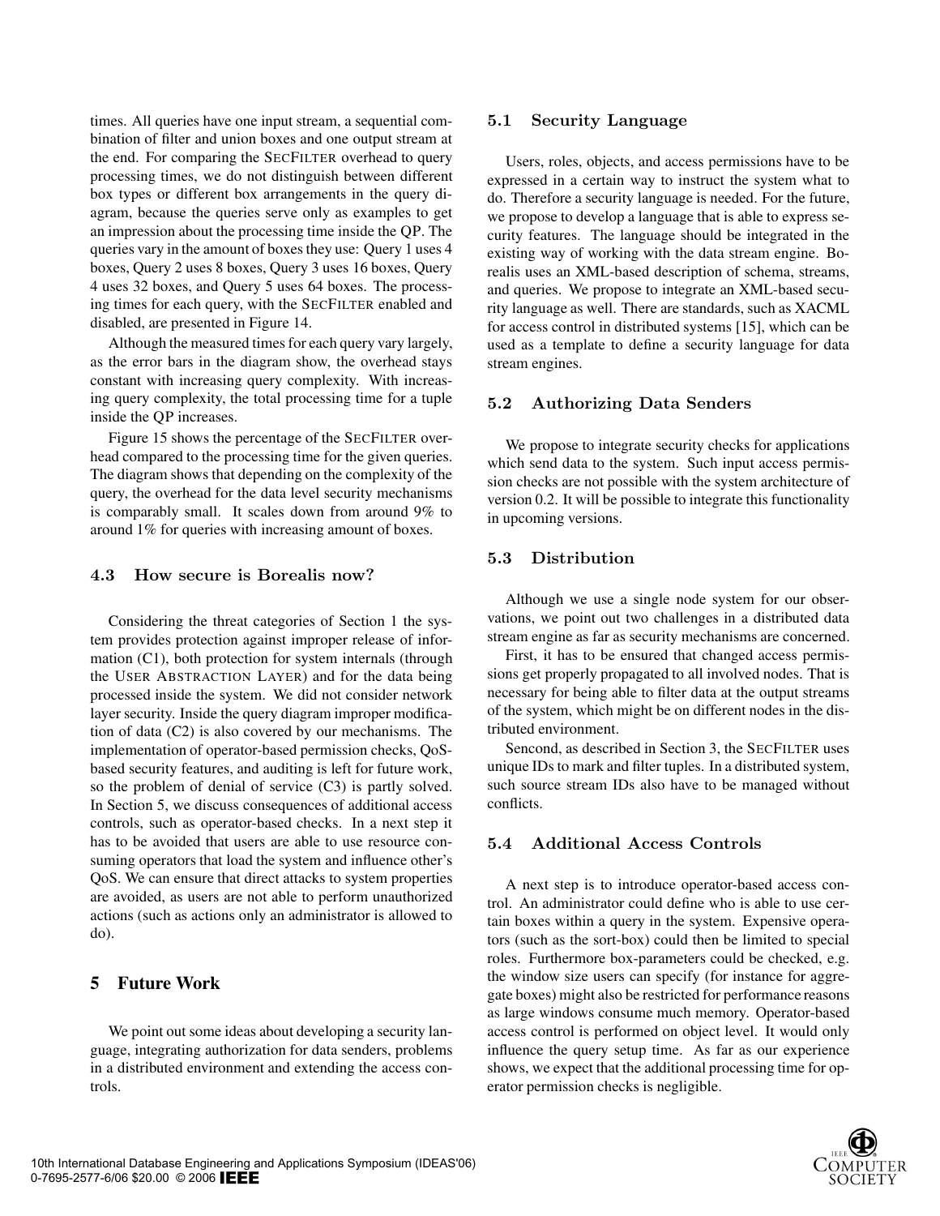times. All queries have one input stream, a sequential combination of filter and union boxes and one output stream at the end. For comparing the SECFILTER overhead to query processing times, we do not distinguish between different box types or different box arrangements in the query diagram, because the queries serve only as examples to get an impression about the processing time inside the QP. The queries vary in the amount of boxes they use: Query 1 uses 4 boxes, Query 2 uses 8 boxes, Query 3 uses 16 boxes, Query 4 uses 32 boxes, and Query 5 uses 64 boxes. The processing times for each query, with the SECFILTER enabled and disabled, are presented in Figure 14.

Although the measured times for each query vary largely, as the error bars in the diagram show, the overhead stays constant with increasing query complexity. With increasing query complexity, the total processing time for a tuple inside the QP increases.

Figure 15 shows the percentage of the SECFILTER overhead compared to the processing time for the given queries. The diagram shows that depending on the complexity of the query, the overhead for the data level security mechanisms is comparably small. It scales down from around 9% to around 1% for queries with increasing amount of boxes.

### 4.3 How secure is Borealis now?

Considering the threat categories of Section 1 the system provides protection against improper release of information (C1), both protection for system internals (through the USER ABSTRACTION LAYER) and for the data being processed inside the system. We did not consider network layer security. Inside the query diagram improper modification of data (C2) is also covered by our mechanisms. The implementation of operator-based permission checks, QoS-based security features, and auditing is left for future work, so the problem of denial of service (C3) is partly solved. In Section 5, we discuss consequences of additional access controls, such as operator-based checks. In a next step it has to be avoided that users are able to use resource consuming operators that load the system and influence other's QoS. We can ensure that direct attacks to system properties are avoided, as users are not able to perform unauthorized actions (such as actions only an administrator is allowed to do).

## 5 Future Work

We point out some ideas about developing a security language, integrating authorization for data senders, problems in a distributed environment and extending the access controls.

### 5.1 Security Language

Users, roles, objects, and access permissions have to be expressed in a certain way to instruct the system what to do. Therefore a security language is needed. For the future, we propose to develop a language that is able to express security features. The language should be integrated in the existing way of working with the data stream engine. Borealis uses an XML-based description of schema, streams, and queries. We propose to integrate an XML-based security language as well. There are standards, such as XACML for access control in distributed systems [15], which can be used as a template to define a security language for data stream engines.

### 5.2 Authorizing Data Senders

We propose to integrate security checks for applications which send data to the system. Such input access permission checks are not possible with the system architecture of version 0.2. It will be possible to integrate this functionality in upcoming versions.

### 5.3 Distribution

Although we use a single node system for our observations, we point out two challenges in a distributed data stream engine as far as security mechanisms are concerned.

First, it has to be ensured that changed access permissions get properly propagated to all involved nodes. That is necessary for being able to filter data at the output streams of the system, which might be on different nodes in the distributed environment.

Sencond, as described in Section 3, the SECFILTER uses unique IDs to mark and filter tuples. In a distributed system, such source stream IDs also have to be managed without conflicts.

### 5.4 Additional Access Controls

A next step is to introduce operator-based access control. An administrator could define who is able to use certain boxes within a query in the system. Expensive operators (such as the sort-box) could then be limited to special roles. Furthermore box-parameters could be checked, e.g. the window size users can specify (for instance for aggregate boxes) might also be restricted for performance reasons as large windows consume much memory. Operator-based access control is performed on object level. It would only influence the query setup time. As far as our experience shows, we expect that the additional processing time for operator permission checks is negligible.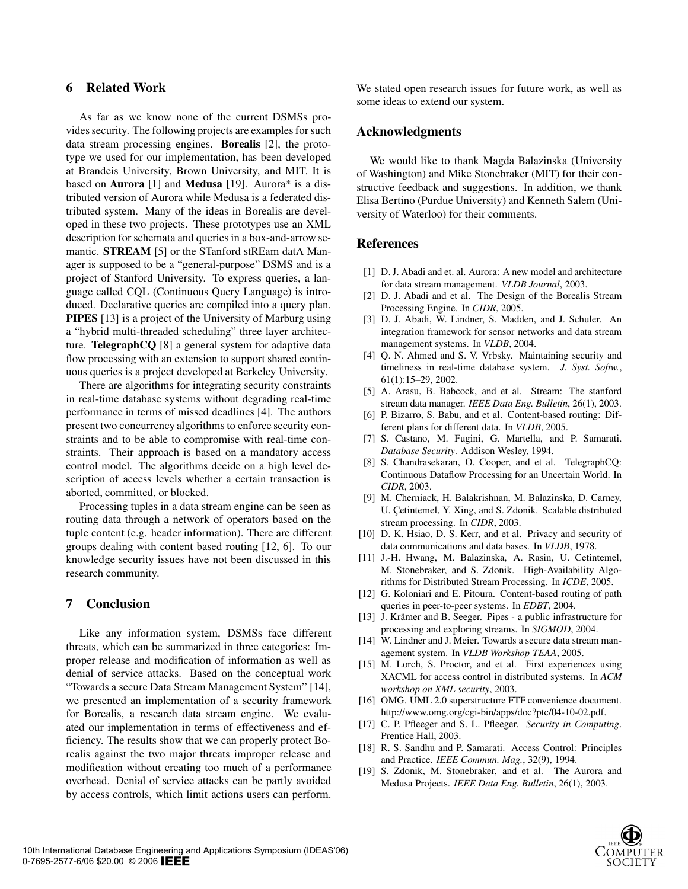## 6 Related Work

As far as we know none of the current DSMSs provides security. The following projects are examples for such data stream processing engines. **Borealis** [2], the prototype we used for our implementation, has been developed at Brandeis University, Brown University, and MIT. It is based on **Aurora** [1] and **Medusa** [19]. Aurora* is a distributed version of Aurora while Medusa is a federated distributed system. Many of the ideas in Borealis are developed in these two projects. These prototypes use an XML description for schemata and queries in a box-and-arrow semantic. **STREAM** [5] or the STanford stREam datA Manager is supposed to be a "general-purpose" DSMS and is a project of Stanford University. To express queries, a language called CQL (Continuous Query Language) is introduced. Declarative queries are compiled into a query plan. **PIPES** [13] is a project of the University of Marburg using a "hybrid multi-threaded scheduling" three layer architecture. **TelegraphCQ** [8] a general system for adaptive data flow processing with an extension to support shared continuous queries is a project developed at Berkeley University.

There are algorithms for integrating security constraints in real-time database systems without degrading real-time performance in terms of missed deadlines [4]. The authors present two concurrency algorithms to enforce security constraints and to be able to compromise with real-time constraints. Their approach is based on a mandatory access control model. The algorithms decide on a high level description of access levels whether a certain transaction is aborted, committed, or blocked.

Processing tuples in a data stream engine can be seen as routing data through a network of operators based on the tuple content (e.g. header information). There are different groups dealing with content based routing [12, 6]. To our knowledge security issues have not been discussed in this research community.

## 7 Conclusion

Like any information system, DSMSs face different threats, which can be summarized in three categories: Improper release and modification of information as well as denial of service attacks. Based on the conceptual work "Towards a secure Data Stream Management System" [14], we presented an implementation of a security framework for Borealis, a research data stream engine. We evaluated our implementation in terms of effectiveness and efficiency. The results show that we can properly protect Borealis against the two major threats improper release and modification without creating too much of a performance overhead. Denial of service attacks can be partly avoided by access controls, which limit actions users can perform. We stated open research issues for future work, as well as some ideas to extend our system.

## Acknowledgments

We would like to thank Magda Balazinska (University of Washington) and Mike Stonebraker (MIT) for their constructive feedback and suggestions. In addition, we thank Elisa Bertino (Purdue University) and Kenneth Salem (University of Waterloo) for their comments.

## References

[1] D. J. Abadi and et. al. Aurora: A new model and architecture for data stream management. *VLDB Journal*, 2003.

[2] D. J. Abadi and et al. The Design of the Borealis Stream Processing Engine. In *CIDR*, 2005.

[3] D. J. Abadi, W. Lindner, S. Madden, and J. Schuler. An integration framework for sensor networks and data stream management systems. In *VLDB*, 2004.

[4] Q. N. Ahmed and S. V. Vrbsky. Maintaining security and timeliness in real-time database system. *J. Syst. Softw.*, 61(1):15–29, 2002.

[5] A. Arasu, B. Babcock, and et al. Stream: The stanford stream data manager. *IEEE Data Eng. Bulletin*, 26(1), 2003.

[6] P. Bizarro, S. Babu, and et al. Content-based routing: Different plans for different data. In *VLDB*, 2005.

[7] S. Castano, M. Fugini, G. Martella, and P. Samarati. *Database Security*. Addison Wesley, 1994.

[8] S. Chandrasekaran, O. Cooper, and et al. TelegraphCQ: Continuous Dataflow Processing for an Uncertain World. In *CIDR*, 2003.

[9] M. Cherniack, H. Balakrishnan, M. Balazinska, D. Carney, U. Çetintemel, Y. Xing, and S. Zdonik. Scalable distributed stream processing. In *CIDR*, 2003.

[10] D. K. Hsiao, D. S. Kerr, and et al. Privacy and security of data communications and data bases. In *VLDB*, 1978.

[11] J.-H. Hwang, M. Balazinska, A. Rasin, U. Cetintemel, M. Stonebraker, and S. Zdonik. High-Availability Algorithms for Distributed Stream Processing. In *ICDE*, 2005.

[12] G. Koloniari and E. Pitoura. Content-based routing of path queries in peer-to-peer systems. In *EDBT*, 2004.

[13] J. Krämer and B. Seeger. Pipes - a public infrastructure for processing and exploring streams. In *SIGMOD*, 2004.

[14] W. Lindner and J. Meier. Towards a secure data stream management system. In *VLDB Workshop TEAA*, 2005.

[15] M. Lorch, S. Proctor, and et al. First experiences using XACML for access control in distributed systems. In *ACM workshop on XML security*, 2003.

[16] OMG. UML 2.0 superstructure FTF convenience document. http://www.omg.org/cgi-bin/apps/doc?ptc/04-10-02.pdf.

[17] C. P. Pfleeger and S. L. Pfleeger. *Security in Computing*. Prentice Hall, 2003.

[18] R. S. Sandhu and P. Samarati. Access Control: Principles and Practice. *IEEE Commun. Mag.*, 32(9), 1994.

[19] S. Zdonik, M. Stonebraker, and et al. The Aurora and Medusa Projects. *IEEE Data Eng. Bulletin*, 26(1), 2003.